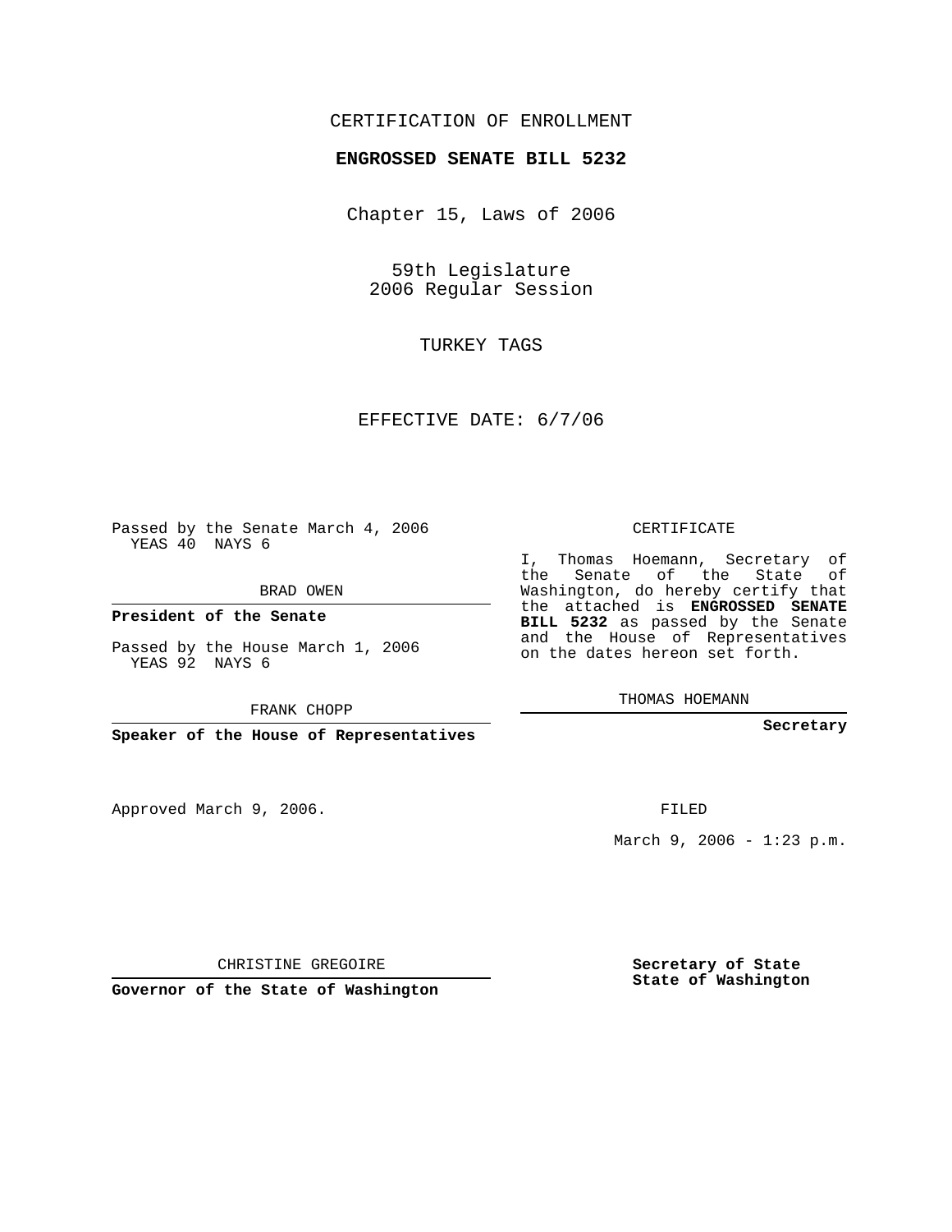CERTIFICATION OF ENROLLMENT

# ENGROSSED SENATE BILL 5232

Chapter 15, Laws of 2006

59th Legislature
2006 Regular Session

TURKEY TAGS

EFFECTIVE DATE: 6/7/06

Passed by the Senate March 4, 2006
YEAS 40 NAYS 6

BRAD OWEN

**President of the Senate**

Passed by the House March 1, 2006
YEAS 92 NAYS 6

FRANK CHOPP

**Speaker of the House of Representatives**

CERTIFICATE

I, Thomas Hoemann, Secretary of the Senate of the State of Washington, do hereby certify that the attached is **ENGROSSED SENATE BILL 5232** as passed by the Senate and the House of Representatives on the dates hereon set forth.

THOMAS HOEMANN

**Secretary**

Approved March 9, 2006.

FILED

March 9, 2006 - 1:23 p.m.

CHRISTINE GREGOIRE

**Governor of the State of Washington**

**Secretary of State**
**State of Washington**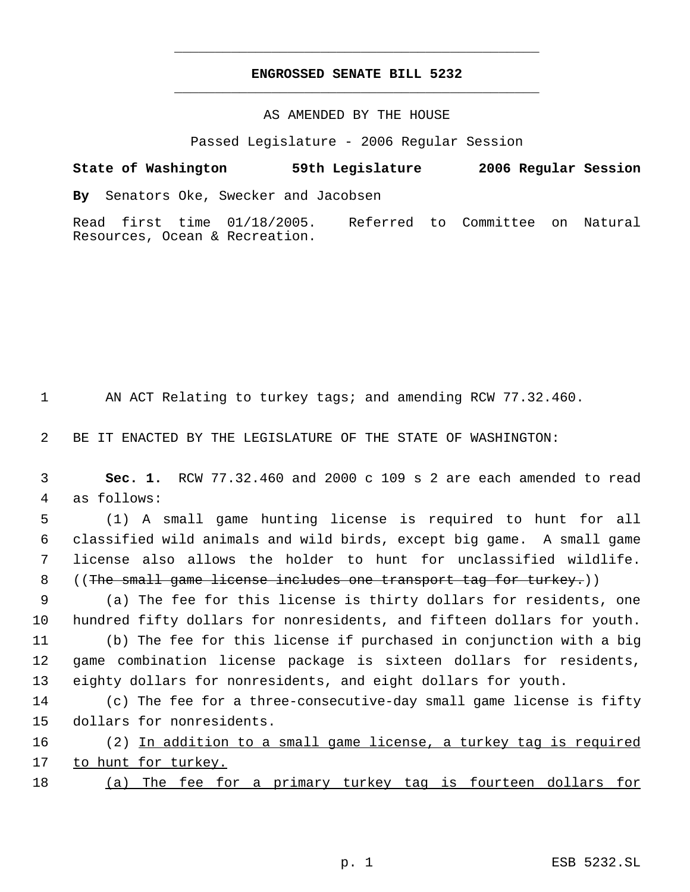# ENGROSSED SENATE BILL 5232

AS AMENDED BY THE HOUSE

Passed Legislature - 2006 Regular Session

**State of Washington 59th Legislature 2006 Regular Session**

**By** Senators Oke, Swecker and Jacobsen

Read first time 01/18/2005. Referred to Committee on Natural Resources, Ocean & Recreation.

1 AN ACT Relating to turkey tags; and amending RCW 77.32.460.

2 BE IT ENACTED BY THE LEGISLATURE OF THE STATE OF WASHINGTON:

3 **Sec. 1.** RCW 77.32.460 and 2000 c 109 s 2 are each amended to read
4 as follows:

5 (1) A small game hunting license is required to hunt for all
6 classified wild animals and wild birds, except big game. A small game
7 license also allows the holder to hunt for unclassified wildlife.
8 ((~~The small game license includes one transport tag for turkey.~~))

9 (a) The fee for this license is thirty dollars for residents, one
10 hundred fifty dollars for nonresidents, and fifteen dollars for youth.

11 (b) The fee for this license if purchased in conjunction with a big
12 game combination license package is sixteen dollars for residents,
13 eighty dollars for nonresidents, and eight dollars for youth.

14 (c) The fee for a three-consecutive-day small game license is fifty
15 dollars for nonresidents.

16 (2) <u>In addition to a small game license, a turkey tag is required</u>
17 <u>to hunt for turkey.</u>

18 <u>(a) The fee for a primary turkey tag is fourteen dollars for</u>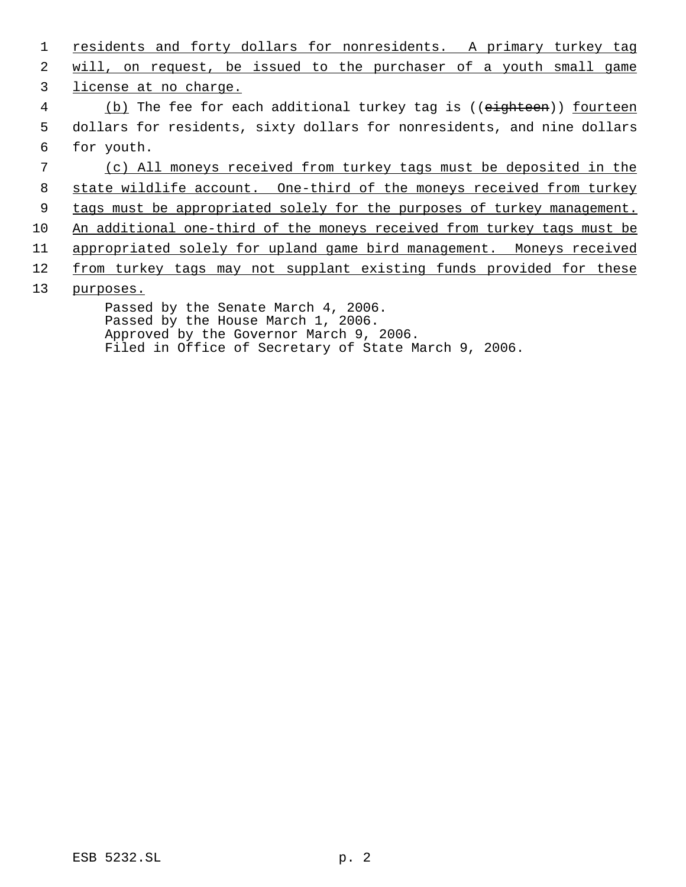residents and forty dollars for nonresidents. A primary turkey tag will, on request, be issued to the purchaser of a youth small game license at no charge.

(b) The fee for each additional turkey tag is ((~~eighteen~~)) fourteen dollars for residents, sixty dollars for nonresidents, and nine dollars for youth.

(c) All moneys received from turkey tags must be deposited in the state wildlife account. One-third of the moneys received from turkey tags must be appropriated solely for the purposes of turkey management. An additional one-third of the moneys received from turkey tags must be appropriated solely for upland game bird management. Moneys received from turkey tags may not supplant existing funds provided for these purposes.

Passed by the Senate March 4, 2006.
Passed by the House March 1, 2006.
Approved by the Governor March 9, 2006.
Filed in Office of Secretary of State March 9, 2006.